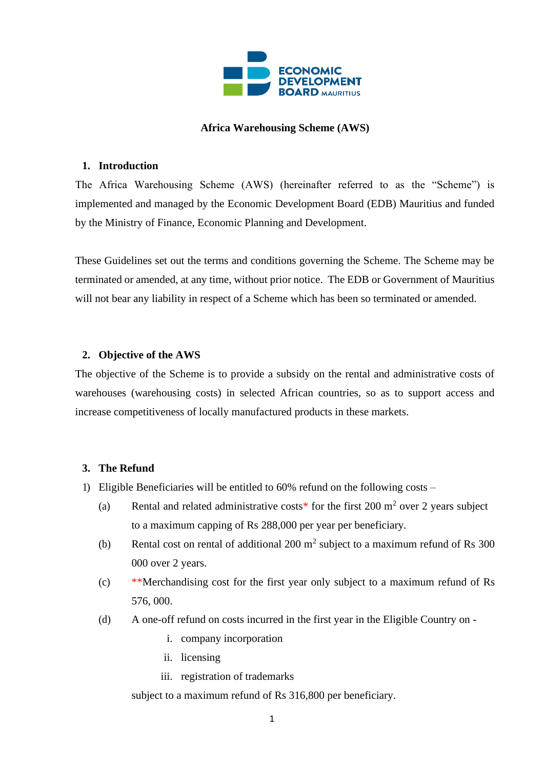**Africa Warehousing Scheme (AWS)**

## 1. Introduction

The Africa Warehousing Scheme (AWS) (hereinafter referred to as the "Scheme") is implemented and managed by the Economic Development Board (EDB) Mauritius and funded by the Ministry of Finance, Economic Planning and Development.

These Guidelines set out the terms and conditions governing the Scheme. The Scheme may be terminated or amended, at any time, without prior notice. The EDB or Government of Mauritius will not bear any liability in respect of a Scheme which has been so terminated or amended.

## 2. Objective of the AWS

The objective of the Scheme is to provide a subsidy on the rental and administrative costs of warehouses (warehousing costs) in selected African countries, so as to support access and increase competitiveness of locally manufactured products in these markets.

## 3. The Refund

1) Eligible Beneficiaries will be entitled to 60% refund on the following costs –

   (a) Rental and related administrative costs* for the first 200 $m^2$ over 2 years subject to a maximum capping of Rs 288,000 per year per beneficiary.

   (b) Rental cost on rental of additional 200 $m^2$ subject to a maximum refund of Rs 300 000 over 2 years.

   (c) **Merchandising cost for the first year only subject to a maximum refund of Rs 576, 000.

   (d) A one-off refund on costs incurred in the first year in the Eligible Country on -

      i. company incorporation
      ii. licensing
      iii. registration of trademarks

   subject to a maximum refund of Rs 316,800 per beneficiary.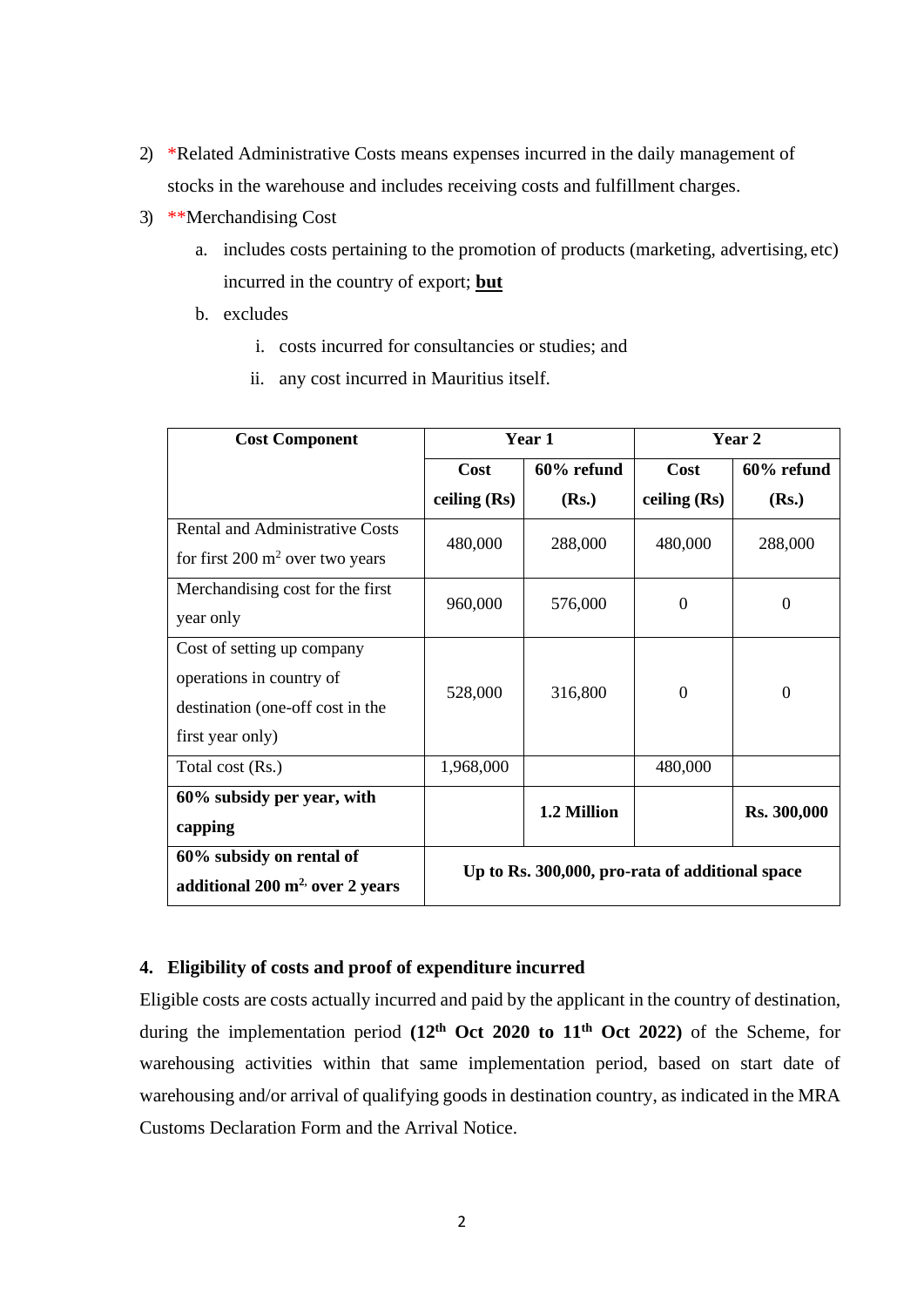2) *Related Administrative Costs means expenses incurred in the daily management of stocks in the warehouse and includes receiving costs and fulfillment charges.

3) **Merchandising Cost

   a. includes costs pertaining to the promotion of products (marketing, advertising, etc) incurred in the country of export; **but**

   b. excludes

      i. costs incurred for consultancies or studies; and

      ii. any cost incurred in Mauritius itself.

| Cost Component | Year 1 | | Year 2 | |
|---|---|---|---|---|
| | Cost ceiling (Rs) | 60% refund (Rs.) | Cost ceiling (Rs) | 60% refund (Rs.) |
| Rental and Administrative Costs for first 200 m$^2$ over two years | 480,000 | 288,000 | 480,000 | 288,000 |
| Merchandising cost for the first year only | 960,000 | 576,000 | 0 | 0 |
| Cost of setting up company operations in country of destination (one-off cost in the first year only) | 528,000 | 316,800 | 0 | 0 |
| Total cost (Rs.) | 1,968,000 | | 480,000 | |
| **60% subsidy per year, with capping** | | **1.2 Million** | | **Rs. 300,000** |
| **60% subsidy on rental of additional 200 m$^2$, over 2 years** | **Up to Rs. 300,000, pro-rata of additional space** | | | |

## 4. Eligibility of costs and proof of expenditure incurred

Eligible costs are costs actually incurred and paid by the applicant in the country of destination, during the implementation period **(12th Oct 2020 to 11th Oct 2022)** of the Scheme, for warehousing activities within that same implementation period, based on start date of warehousing and/or arrival of qualifying goods in destination country, as indicated in the MRA Customs Declaration Form and the Arrival Notice.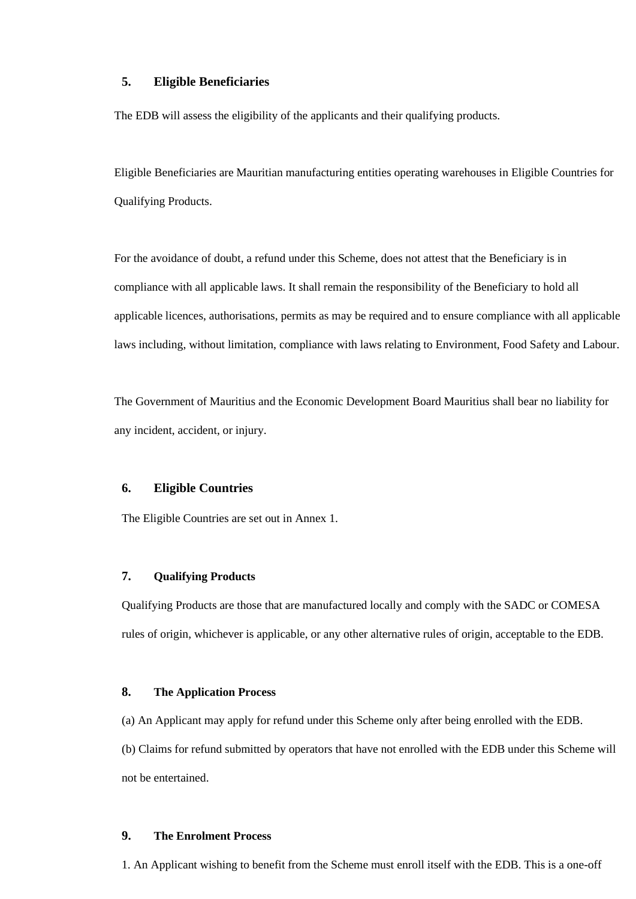## 5. Eligible Beneficiaries

The EDB will assess the eligibility of the applicants and their qualifying products.

Eligible Beneficiaries are Mauritian manufacturing entities operating warehouses in Eligible Countries for Qualifying Products.

For the avoidance of doubt, a refund under this Scheme, does not attest that the Beneficiary is in compliance with all applicable laws. It shall remain the responsibility of the Beneficiary to hold all applicable licences, authorisations, permits as may be required and to ensure compliance with all applicable laws including, without limitation, compliance with laws relating to Environment, Food Safety and Labour.

The Government of Mauritius and the Economic Development Board Mauritius shall bear no liability for any incident, accident, or injury.

## 6. Eligible Countries

The Eligible Countries are set out in Annex 1.

## 7. Qualifying Products

Qualifying Products are those that are manufactured locally and comply with the SADC or COMESA rules of origin, whichever is applicable, or any other alternative rules of origin, acceptable to the EDB.

## 8. The Application Process

(a) An Applicant may apply for refund under this Scheme only after being enrolled with the EDB.

(b) Claims for refund submitted by operators that have not enrolled with the EDB under this Scheme will not be entertained.

## 9. The Enrolment Process

1. An Applicant wishing to benefit from the Scheme must enroll itself with the EDB. This is a one-off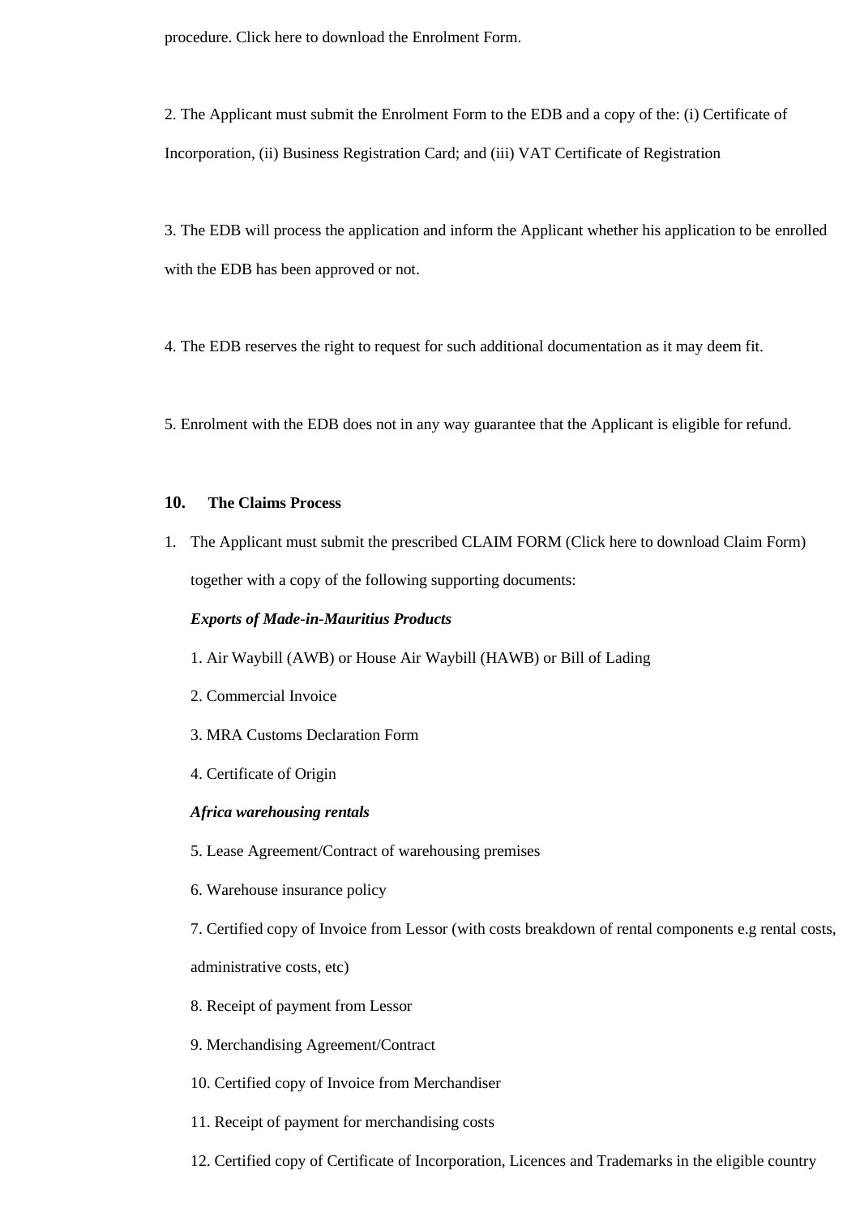procedure. Click here to download the Enrolment Form.

2. The Applicant must submit the Enrolment Form to the EDB and a copy of the: (i) Certificate of Incorporation, (ii) Business Registration Card; and (iii) VAT Certificate of Registration

3. The EDB will process the application and inform the Applicant whether his application to be enrolled with the EDB has been approved or not.

4. The EDB reserves the right to request for such additional documentation as it may deem fit.

5. Enrolment with the EDB does not in any way guarantee that the Applicant is eligible for refund.

## 10. The Claims Process

1. The Applicant must submit the prescribed CLAIM FORM (Click here to download Claim Form) together with a copy of the following supporting documents:

   ***Exports of Made-in-Mauritius Products***

   1. Air Waybill (AWB) or House Air Waybill (HAWB) or Bill of Lading
   2. Commercial Invoice
   3. MRA Customs Declaration Form
   4. Certificate of Origin

   ***Africa warehousing rentals***

   5. Lease Agreement/Contract of warehousing premises
   6. Warehouse insurance policy
   7. Certified copy of Invoice from Lessor (with costs breakdown of rental components e.g rental costs, administrative costs, etc)
   8. Receipt of payment from Lessor
   9. Merchandising Agreement/Contract
   10. Certified copy of Invoice from Merchandiser
   11. Receipt of payment for merchandising costs
   12. Certified copy of Certificate of Incorporation, Licences and Trademarks in the eligible country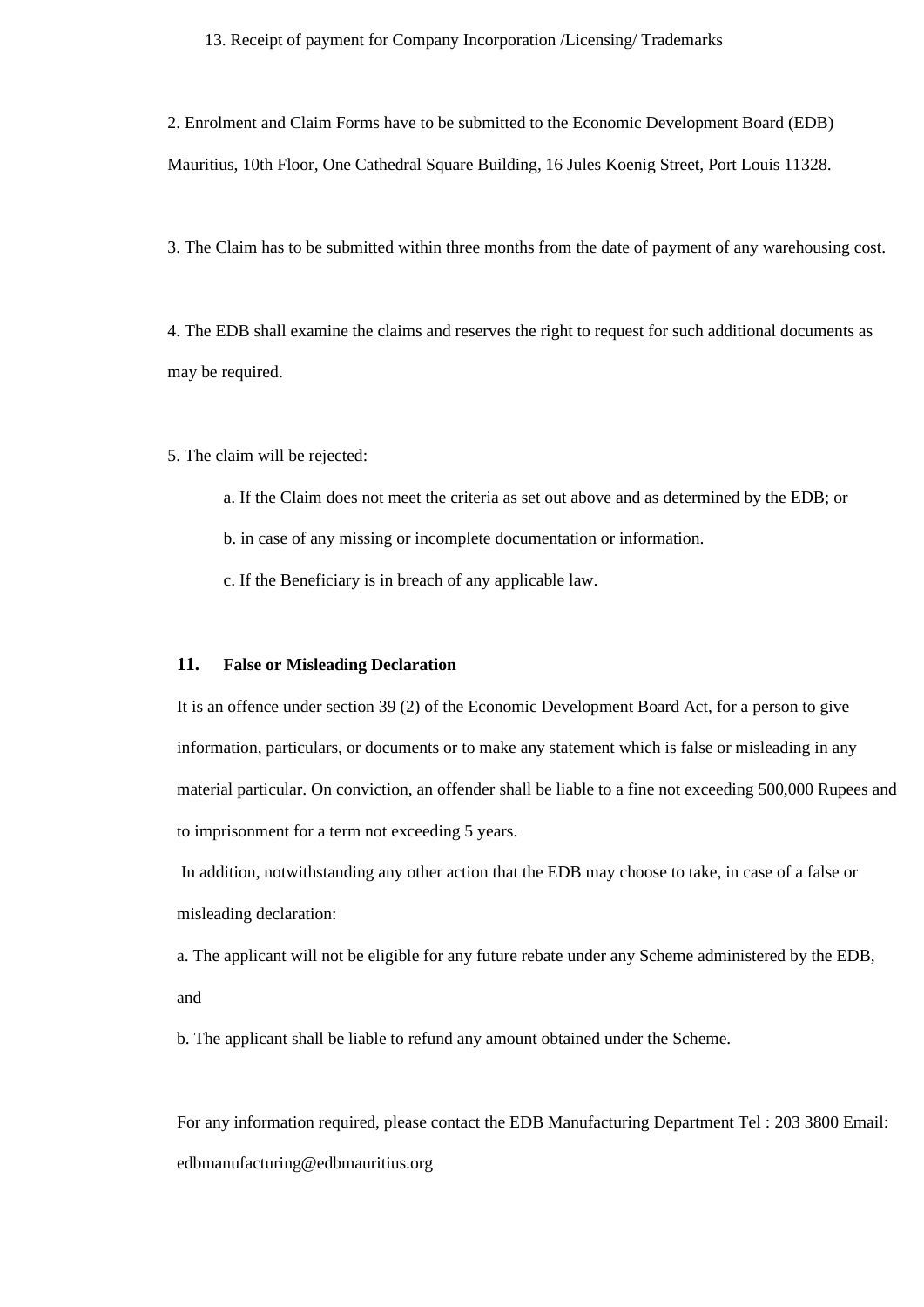13. Receipt of payment for Company Incorporation /Licensing/ Trademarks

2. Enrolment and Claim Forms have to be submitted to the Economic Development Board (EDB) Mauritius, 10th Floor, One Cathedral Square Building, 16 Jules Koenig Street, Port Louis 11328.

3. The Claim has to be submitted within three months from the date of payment of any warehousing cost.

4. The EDB shall examine the claims and reserves the right to request for such additional documents as may be required.

5. The claim will be rejected:

   a. If the Claim does not meet the criteria as set out above and as determined by the EDB; or

   b. in case of any missing or incomplete documentation or information.

   c. If the Beneficiary is in breach of any applicable law.

## 11. False or Misleading Declaration

It is an offence under section 39 (2) of the Economic Development Board Act, for a person to give information, particulars, or documents or to make any statement which is false or misleading in any material particular. On conviction, an offender shall be liable to a fine not exceeding 500,000 Rupees and to imprisonment for a term not exceeding 5 years.

In addition, notwithstanding any other action that the EDB may choose to take, in case of a false or misleading declaration:

a. The applicant will not be eligible for any future rebate under any Scheme administered by the EDB, and

b. The applicant shall be liable to refund any amount obtained under the Scheme.

For any information required, please contact the EDB Manufacturing Department Tel : 203 3800 Email: edbmanufacturing@edbmauritius.org